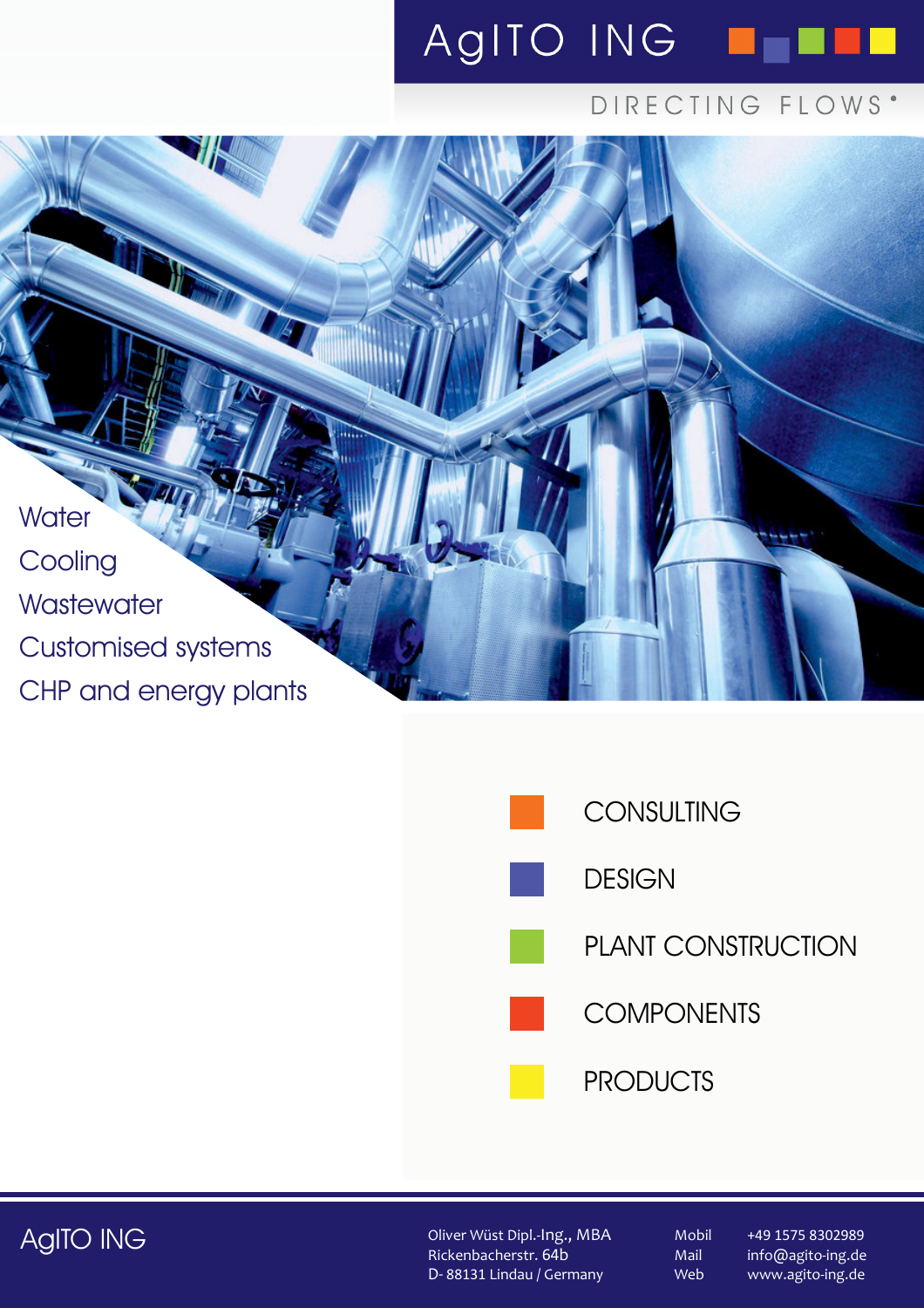# AgITO ING

DIRECTING FLOWS

- Water
- Cooling
- Wastewater
- Customised systems
- CHP and energy plants

- CONSULTING
- DESIGN
- PLANT CONSTRUCTION
- COMPONENTS
- PRODUCTS

AgITO ING

Oliver Wüst Dipl.-Ing., MBA
Rickenbacherstr. 64b
D- 88131 Lindau / Germany

Mobil +49 1575 8302989
Mail info@agito-ing.de
Web www.agito-ing.de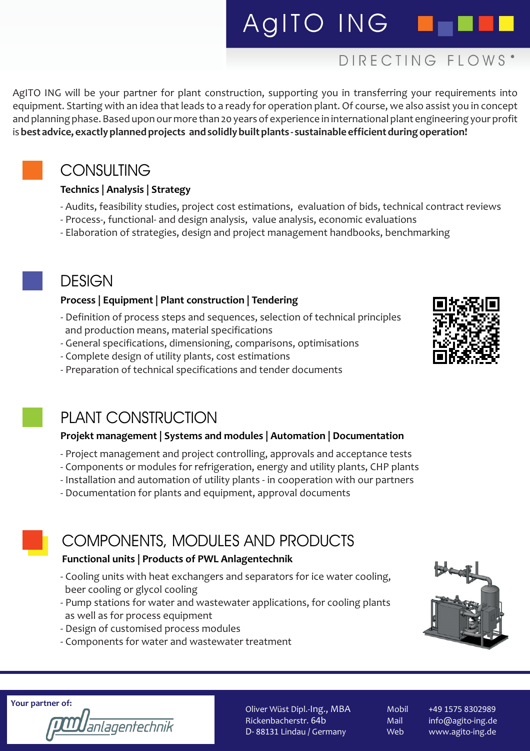# AgITO ING

DIRECTING FLOWS

AgITO ING will be your partner for plant construction, supporting you in transferring your requirements into equipment. Starting with an idea that leads to a ready for operation plant. Of course, we also assist you in concept and planning phase. Based upon our more than 20 years of experience in international plant engineering your profit is **best advice, exactly planned projects and solidly built plants - sustainable efficient during operation!**

## CONSULTING

**Technics | Analysis | Strategy**

- Audits, feasibility studies, project cost estimations, evaluation of bids, technical contract reviews
- Process-, functional- and design analysis, value analysis, economic evaluations
- Elaboration of strategies, design and project management handbooks, benchmarking

## DESIGN

**Process | Equipment | Plant construction | Tendering**

- Definition of process steps and sequences, selection of technical principles and production means, material specifications
- General specifications, dimensioning, comparisons, optimisations
- Complete design of utility plants, cost estimations
- Preparation of technical specifications and tender documents

## PLANT CONSTRUCTION

**Projekt management | Systems and modules | Automation | Documentation**

- Project management and project controlling, approvals and acceptance tests
- Components or modules for refrigeration, energy and utility plants, CHP plants
- Installation and automation of utility plants - in cooperation with our partners
- Documentation for plants and equipment, approval documents

## COMPONENTS, MODULES AND PRODUCTS

**Functional units | Products of PWL Anlagentechnik**

- Cooling units with heat exchangers and separators for ice water cooling, beer cooling or glycol cooling
- Pump stations for water and wastewater applications, for cooling plants as well as for process equipment
- Design of customised process modules
- Components for water and wastewater treatment

**Your partner of:**

pwl anlagentechnik

Oliver Wüst Dipl.-Ing., MBA
Rickenbacherstr. 64b
D- 88131 Lindau / Germany

Mobil +49 1575 8302989
Mail info@agito-ing.de
Web www.agito-ing.de